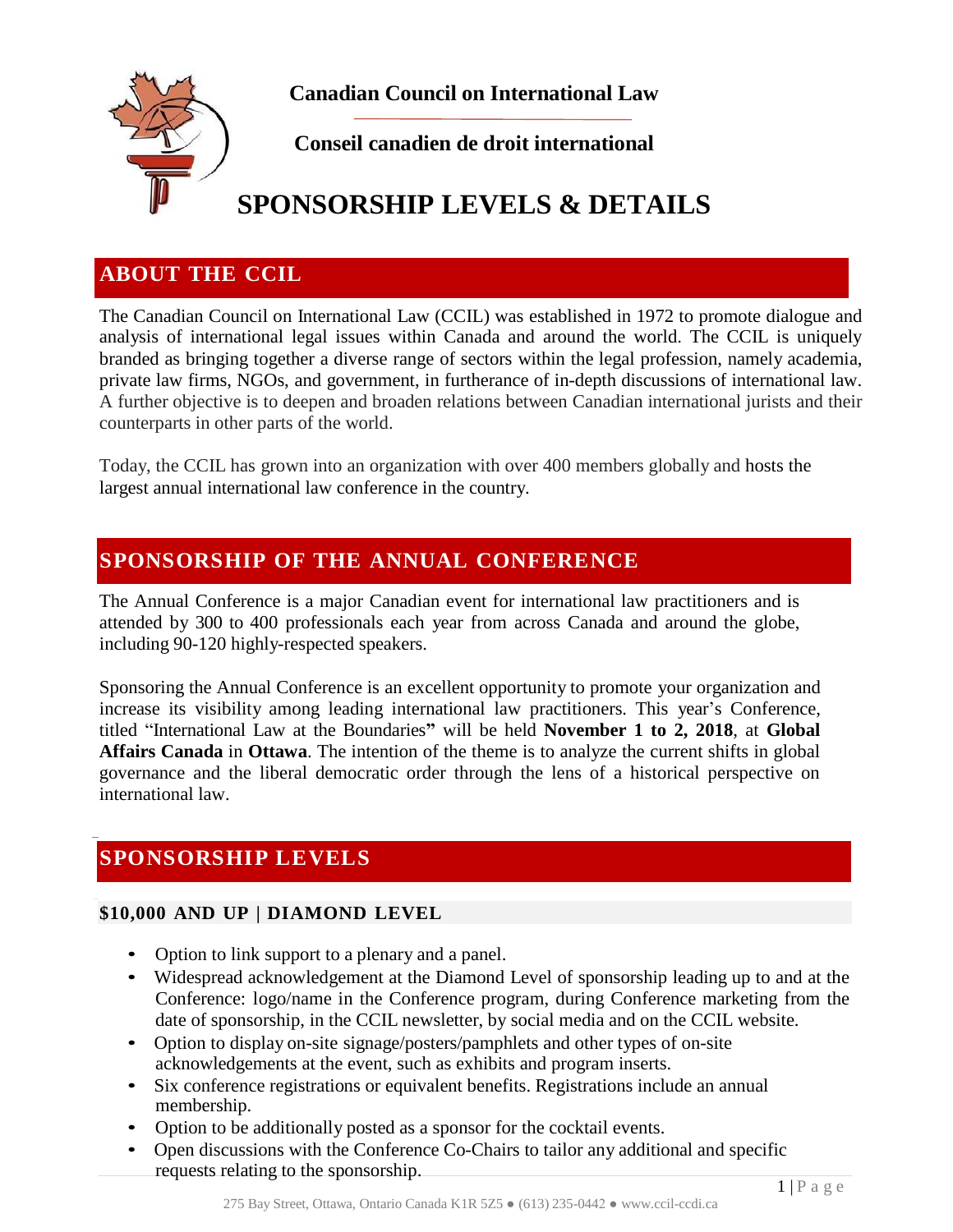**Canadian Council on International Law**

**Conseil canadien de droit international**

# SPONSORSHIP LEVELS & DETAILS

## ABOUT THE CCIL

The Canadian Council on International Law (CCIL) was established in 1972 to promote dialogue and analysis of international legal issues within Canada and around the world. The CCIL is uniquely branded as bringing together a diverse range of sectors within the legal profession, namely academia, private law firms, NGOs, and government, in furtherance of in-depth discussions of international law. A further objective is to deepen and broaden relations between Canadian international jurists and their counterparts in other parts of the world.

Today, the CCIL has grown into an organization with over 400 members globally and hosts the largest annual international law conference in the country.

## SPONSORSHIP OF THE ANNUAL CONFERENCE

The Annual Conference is a major Canadian event for international law practitioners and is attended by 300 to 400 professionals each year from across Canada and around the globe, including 90-120 highly-respected speakers.

Sponsoring the Annual Conference is an excellent opportunity to promote your organization and increase its visibility among leading international law practitioners. This year's Conference, titled "International Law at the Boundaries**"** will be held **November 1 to 2, 2018**, at **Global Affairs Canada** in **Ottawa**. The intention of the theme is to analyze the current shifts in global governance and the liberal democratic order through the lens of a historical perspective on international law.

## SPONSORSHIP LEVELS

### $10,000 AND UP | DIAMOND LEVEL

- Option to link support to a plenary and a panel.
- Widespread acknowledgement at the Diamond Level of sponsorship leading up to and at the Conference: logo/name in the Conference program, during Conference marketing from the date of sponsorship, in the CCIL newsletter, by social media and on the CCIL website.
- Option to display on-site signage/posters/pamphlets and other types of on-site acknowledgements at the event, such as exhibits and program inserts.
- Six conference registrations or equivalent benefits. Registrations include an annual membership.
- Option to be additionally posted as a sponsor for the cocktail events.
- Open discussions with the Conference Co-Chairs to tailor any additional and specific requests relating to the sponsorship.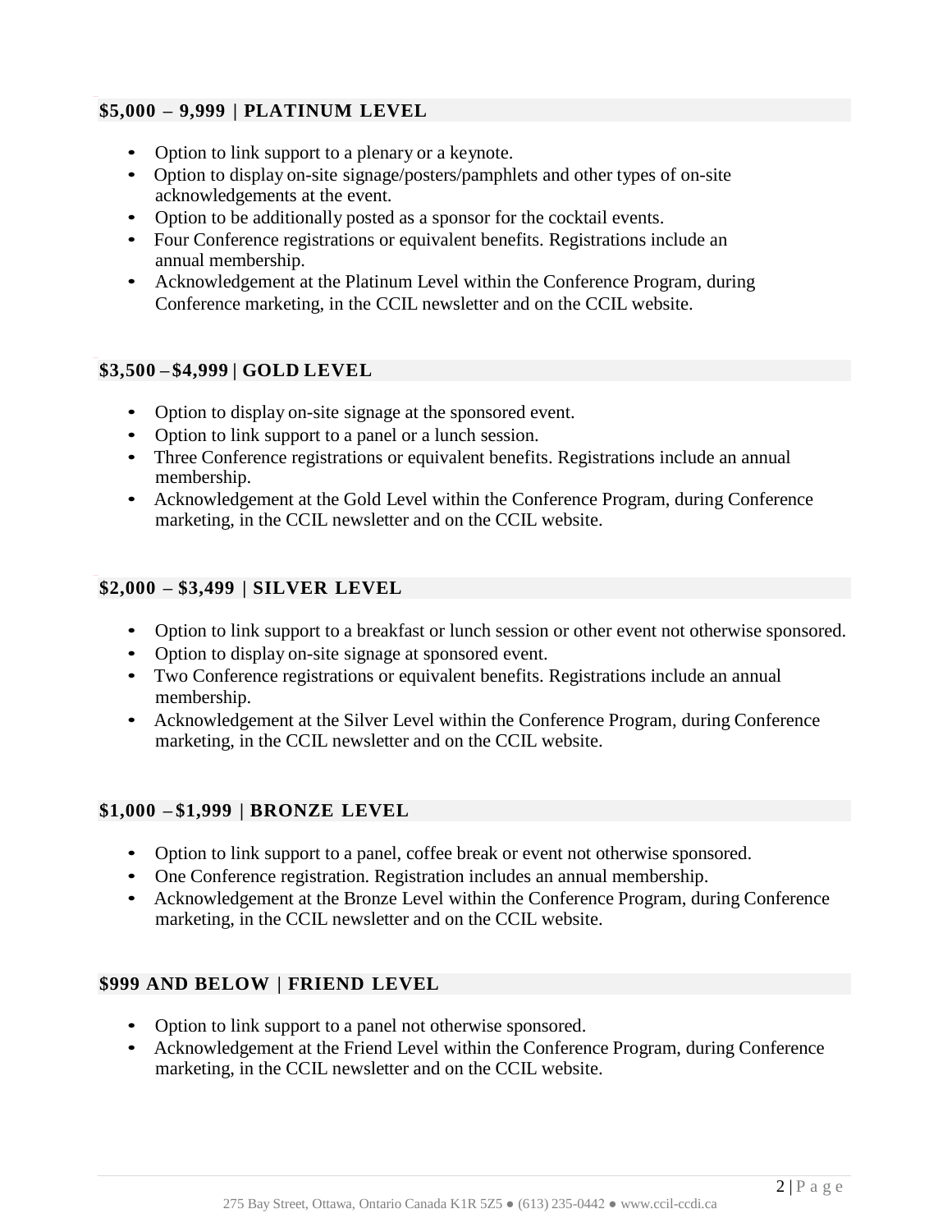## $5,000 – 9,999 | PLATINUM LEVEL

- Option to link support to a plenary or a keynote.
- Option to display on-site signage/posters/pamphlets and other types of on-site acknowledgements at the event.
- Option to be additionally posted as a sponsor for the cocktail events.
- Four Conference registrations or equivalent benefits. Registrations include an annual membership.
- Acknowledgement at the Platinum Level within the Conference Program, during Conference marketing, in the CCIL newsletter and on the CCIL website.

## $3,500 – $4,999 | GOLD LEVEL

- Option to display on-site signage at the sponsored event.
- Option to link support to a panel or a lunch session.
- Three Conference registrations or equivalent benefits. Registrations include an annual membership.
- Acknowledgement at the Gold Level within the Conference Program, during Conference marketing, in the CCIL newsletter and on the CCIL website.

## $2,000 – $3,499 | SILVER LEVEL

- Option to link support to a breakfast or lunch session or other event not otherwise sponsored.
- Option to display on-site signage at sponsored event.
- Two Conference registrations or equivalent benefits. Registrations include an annual membership.
- Acknowledgement at the Silver Level within the Conference Program, during Conference marketing, in the CCIL newsletter and on the CCIL website.

## $1,000 – $1,999 | BRONZE LEVEL

- Option to link support to a panel, coffee break or event not otherwise sponsored.
- One Conference registration. Registration includes an annual membership.
- Acknowledgement at the Bronze Level within the Conference Program, during Conference marketing, in the CCIL newsletter and on the CCIL website.

## $999 AND BELOW | FRIEND LEVEL

- Option to link support to a panel not otherwise sponsored.
- Acknowledgement at the Friend Level within the Conference Program, during Conference marketing, in the CCIL newsletter and on the CCIL website.